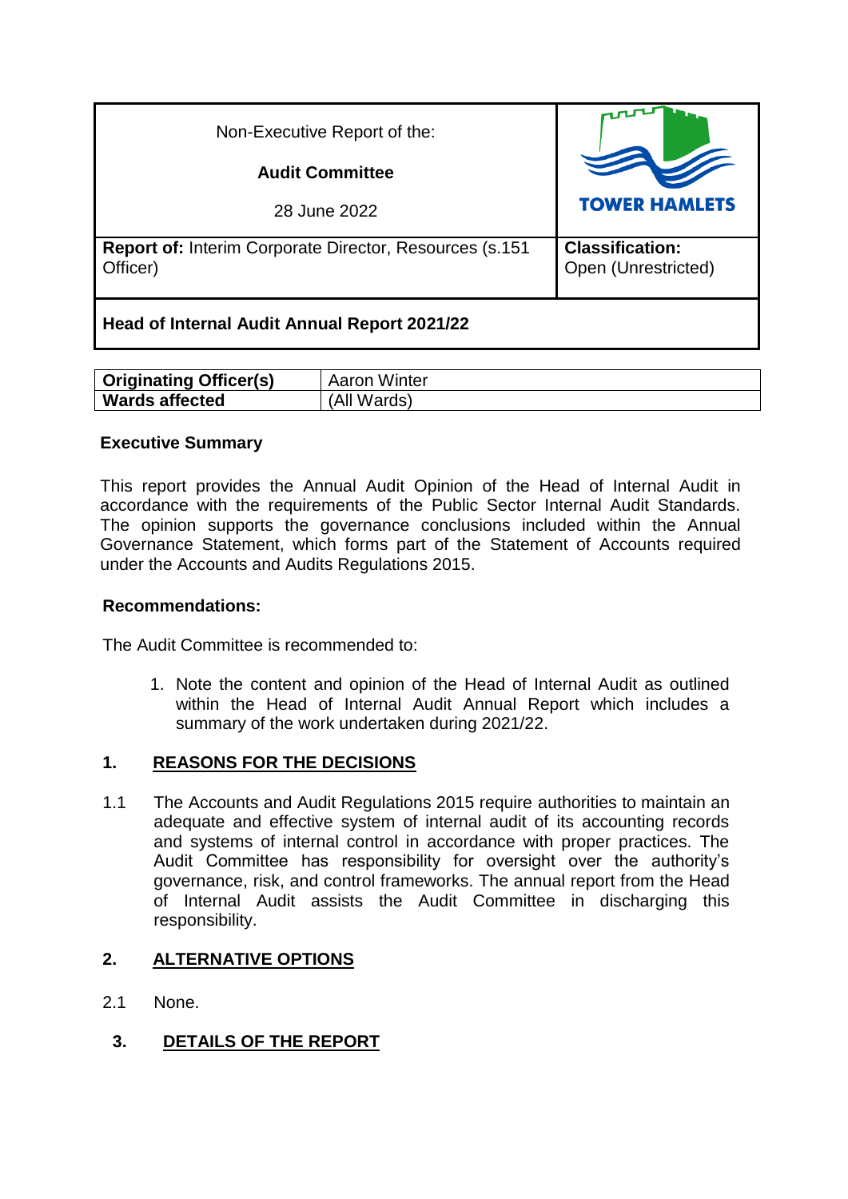| Non-Executive Report of the: **Audit Committee** 28 June 2022 | TOWER HAMLETS |
|---|---|
| **Report of:** Interim Corporate Director, Resources (s.151 Officer) | **Classification:** Open (Unrestricted) |
| **Head of Internal Audit Annual Report 2021/22** | |

| **Originating Officer(s)** | Aaron Winter |
|---|---|
| **Wards affected** | (All Wards) |

**Executive Summary**

This report provides the Annual Audit Opinion of the Head of Internal Audit in accordance with the requirements of the Public Sector Internal Audit Standards. The opinion supports the governance conclusions included within the Annual Governance Statement, which forms part of the Statement of Accounts required under the Accounts and Audits Regulations 2015.

**Recommendations:**

The Audit Committee is recommended to:

1. Note the content and opinion of the Head of Internal Audit as outlined within the Head of Internal Audit Annual Report which includes a summary of the work undertaken during 2021/22.

## 1. REASONS FOR THE DECISIONS

1.1 The Accounts and Audit Regulations 2015 require authorities to maintain an adequate and effective system of internal audit of its accounting records and systems of internal control in accordance with proper practices. The Audit Committee has responsibility for oversight over the authority's governance, risk, and control frameworks. The annual report from the Head of Internal Audit assists the Audit Committee in discharging this responsibility.

## 2. ALTERNATIVE OPTIONS

2.1 None.

## 3. DETAILS OF THE REPORT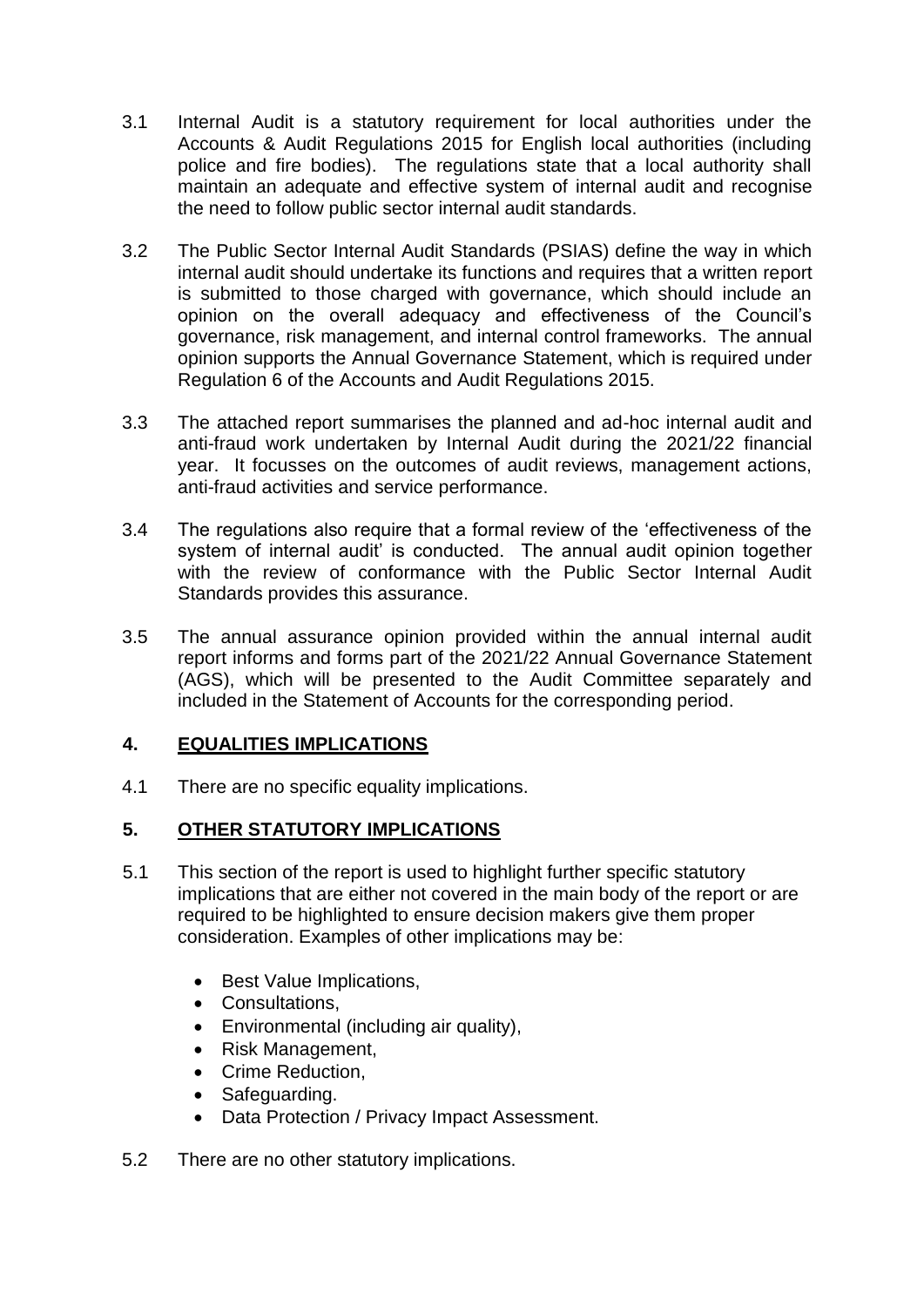3.1 Internal Audit is a statutory requirement for local authorities under the Accounts & Audit Regulations 2015 for English local authorities (including police and fire bodies). The regulations state that a local authority shall maintain an adequate and effective system of internal audit and recognise the need to follow public sector internal audit standards.

3.2 The Public Sector Internal Audit Standards (PSIAS) define the way in which internal audit should undertake its functions and requires that a written report is submitted to those charged with governance, which should include an opinion on the overall adequacy and effectiveness of the Council's governance, risk management, and internal control frameworks. The annual opinion supports the Annual Governance Statement, which is required under Regulation 6 of the Accounts and Audit Regulations 2015.

3.3 The attached report summarises the planned and ad-hoc internal audit and anti-fraud work undertaken by Internal Audit during the 2021/22 financial year. It focusses on the outcomes of audit reviews, management actions, anti-fraud activities and service performance.

3.4 The regulations also require that a formal review of the 'effectiveness of the system of internal audit' is conducted. The annual audit opinion together with the review of conformance with the Public Sector Internal Audit Standards provides this assurance.

3.5 The annual assurance opinion provided within the annual internal audit report informs and forms part of the 2021/22 Annual Governance Statement (AGS), which will be presented to the Audit Committee separately and included in the Statement of Accounts for the corresponding period.

## 4. EQUALITIES IMPLICATIONS

4.1 There are no specific equality implications.

## 5. OTHER STATUTORY IMPLICATIONS

5.1 This section of the report is used to highlight further specific statutory implications that are either not covered in the main body of the report or are required to be highlighted to ensure decision makers give them proper consideration. Examples of other implications may be:

- Best Value Implications,
- Consultations,
- Environmental (including air quality),
- Risk Management,
- Crime Reduction,
- Safeguarding.
- Data Protection / Privacy Impact Assessment.

5.2 There are no other statutory implications.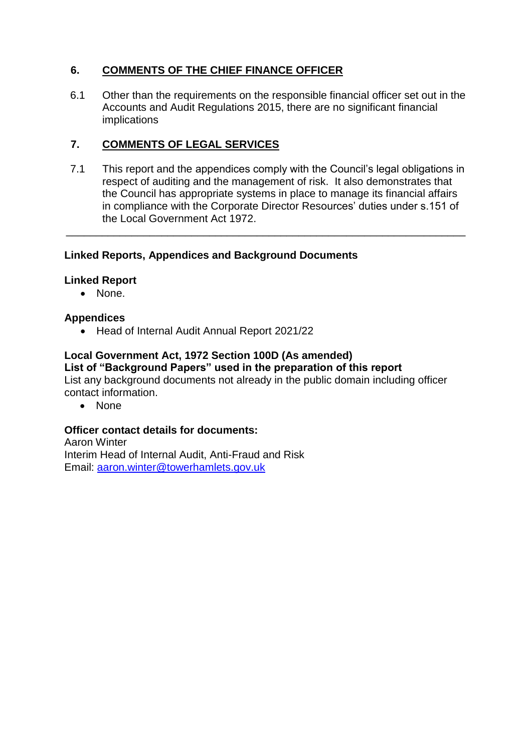## 6. COMMENTS OF THE CHIEF FINANCE OFFICER

6.1 Other than the requirements on the responsible financial officer set out in the Accounts and Audit Regulations 2015, there are no significant financial implications

## 7. COMMENTS OF LEGAL SERVICES

7.1 This report and the appendices comply with the Council's legal obligations in respect of auditing and the management of risk. It also demonstrates that the Council has appropriate systems in place to manage its financial affairs in compliance with the Corporate Director Resources' duties under s.151 of the Local Government Act 1972.

---

**Linked Reports, Appendices and Background Documents**

**Linked Report**

- None.

**Appendices**

- Head of Internal Audit Annual Report 2021/22

**Local Government Act, 1972 Section 100D (As amended)**
**List of "Background Papers" used in the preparation of this report**
List any background documents not already in the public domain including officer contact information.

- None

**Officer contact details for documents:**
Aaron Winter
Interim Head of Internal Audit, Anti-Fraud and Risk
Email: aaron.winter@towerhamlets.gov.uk